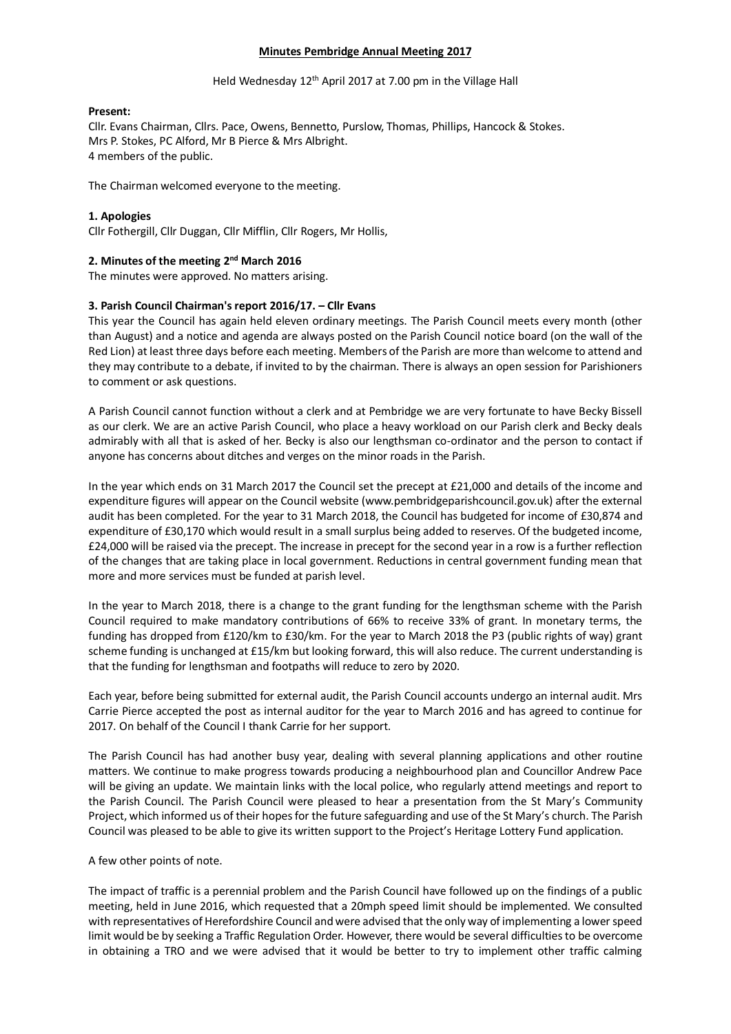# Minutes Pembridge Annual Meeting 2017

Held Wednesday 12th April 2017 at 7.00 pm in the Village Hall

**Present:**
Cllr. Evans Chairman, Cllrs. Pace, Owens, Bennetto, Purslow, Thomas, Phillips, Hancock & Stokes.
Mrs P. Stokes, PC Alford, Mr B Pierce & Mrs Albright.
4 members of the public.

The Chairman welcomed everyone to the meeting.

### 1. Apologies

Cllr Fothergill, Cllr Duggan, Cllr Mifflin, Cllr Rogers, Mr Hollis,

### 2. Minutes of the meeting 2nd March 2016

The minutes were approved. No matters arising.

### 3. Parish Council Chairman's report 2016/17. – Cllr Evans

This year the Council has again held eleven ordinary meetings. The Parish Council meets every month (other than August) and a notice and agenda are always posted on the Parish Council notice board (on the wall of the Red Lion) at least three days before each meeting. Members of the Parish are more than welcome to attend and they may contribute to a debate, if invited to by the chairman. There is always an open session for Parishioners to comment or ask questions.

A Parish Council cannot function without a clerk and at Pembridge we are very fortunate to have Becky Bissell as our clerk. We are an active Parish Council, who place a heavy workload on our Parish clerk and Becky deals admirably with all that is asked of her. Becky is also our lengthsman co-ordinator and the person to contact if anyone has concerns about ditches and verges on the minor roads in the Parish.

In the year which ends on 31 March 2017 the Council set the precept at £21,000 and details of the income and expenditure figures will appear on the Council website (www.pembridgeparishcouncil.gov.uk) after the external audit has been completed. For the year to 31 March 2018, the Council has budgeted for income of £30,874 and expenditure of £30,170 which would result in a small surplus being added to reserves. Of the budgeted income, £24,000 will be raised via the precept. The increase in precept for the second year in a row is a further reflection of the changes that are taking place in local government. Reductions in central government funding mean that more and more services must be funded at parish level.

In the year to March 2018, there is a change to the grant funding for the lengthsman scheme with the Parish Council required to make mandatory contributions of 66% to receive 33% of grant. In monetary terms, the funding has dropped from £120/km to £30/km. For the year to March 2018 the P3 (public rights of way) grant scheme funding is unchanged at £15/km but looking forward, this will also reduce. The current understanding is that the funding for lengthsman and footpaths will reduce to zero by 2020.

Each year, before being submitted for external audit, the Parish Council accounts undergo an internal audit. Mrs Carrie Pierce accepted the post as internal auditor for the year to March 2016 and has agreed to continue for 2017. On behalf of the Council I thank Carrie for her support.

The Parish Council has had another busy year, dealing with several planning applications and other routine matters. We continue to make progress towards producing a neighbourhood plan and Councillor Andrew Pace will be giving an update. We maintain links with the local police, who regularly attend meetings and report to the Parish Council. The Parish Council were pleased to hear a presentation from the St Mary's Community Project, which informed us of their hopes for the future safeguarding and use of the St Mary's church. The Parish Council was pleased to be able to give its written support to the Project's Heritage Lottery Fund application.

A few other points of note.

The impact of traffic is a perennial problem and the Parish Council have followed up on the findings of a public meeting, held in June 2016, which requested that a 20mph speed limit should be implemented. We consulted with representatives of Herefordshire Council and were advised that the only way of implementing a lower speed limit would be by seeking a Traffic Regulation Order. However, there would be several difficulties to be overcome in obtaining a TRO and we were advised that it would be better to try to implement other traffic calming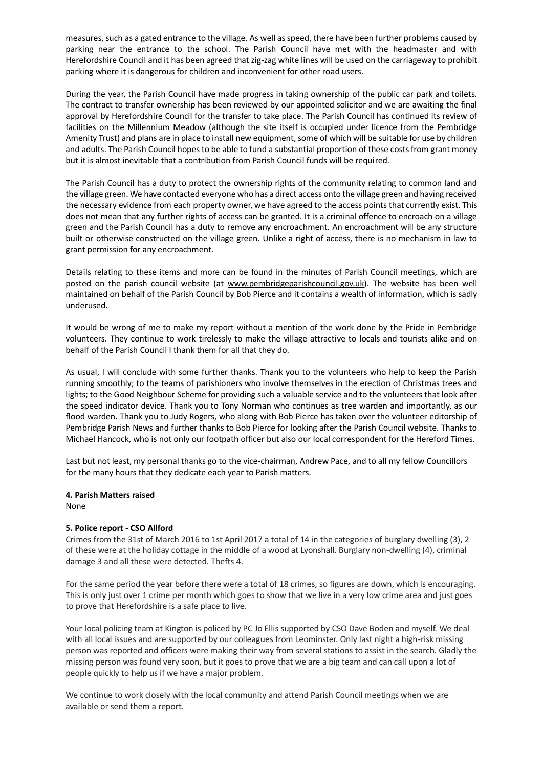measures, such as a gated entrance to the village. As well as speed, there have been further problems caused by parking near the entrance to the school. The Parish Council have met with the headmaster and with Herefordshire Council and it has been agreed that zig-zag white lines will be used on the carriageway to prohibit parking where it is dangerous for children and inconvenient for other road users.

During the year, the Parish Council have made progress in taking ownership of the public car park and toilets. The contract to transfer ownership has been reviewed by our appointed solicitor and we are awaiting the final approval by Herefordshire Council for the transfer to take place. The Parish Council has continued its review of facilities on the Millennium Meadow (although the site itself is occupied under licence from the Pembridge Amenity Trust) and plans are in place to install new equipment, some of which will be suitable for use by children and adults. The Parish Council hopes to be able to fund a substantial proportion of these costs from grant money but it is almost inevitable that a contribution from Parish Council funds will be required.

The Parish Council has a duty to protect the ownership rights of the community relating to common land and the village green. We have contacted everyone who has a direct access onto the village green and having received the necessary evidence from each property owner, we have agreed to the access points that currently exist. This does not mean that any further rights of access can be granted. It is a criminal offence to encroach on a village green and the Parish Council has a duty to remove any encroachment. An encroachment will be any structure built or otherwise constructed on the village green. Unlike a right of access, there is no mechanism in law to grant permission for any encroachment.

Details relating to these items and more can be found in the minutes of Parish Council meetings, which are posted on the parish council website (at www.pembridgeparishcouncil.gov.uk). The website has been well maintained on behalf of the Parish Council by Bob Pierce and it contains a wealth of information, which is sadly underused.

It would be wrong of me to make my report without a mention of the work done by the Pride in Pembridge volunteers. They continue to work tirelessly to make the village attractive to locals and tourists alike and on behalf of the Parish Council I thank them for all that they do.

As usual, I will conclude with some further thanks. Thank you to the volunteers who help to keep the Parish running smoothly; to the teams of parishioners who involve themselves in the erection of Christmas trees and lights; to the Good Neighbour Scheme for providing such a valuable service and to the volunteers that look after the speed indicator device. Thank you to Tony Norman who continues as tree warden and importantly, as our flood warden. Thank you to Judy Rogers, who along with Bob Pierce has taken over the volunteer editorship of Pembridge Parish News and further thanks to Bob Pierce for looking after the Parish Council website. Thanks to Michael Hancock, who is not only our footpath officer but also our local correspondent for the Hereford Times.

Last but not least, my personal thanks go to the vice-chairman, Andrew Pace, and to all my fellow Councillors for the many hours that they dedicate each year to Parish matters.

**4. Parish Matters raised**

None

**5. Police report - CSO Allford**

Crimes from the 31st of March 2016 to 1st April 2017 a total of 14 in the categories of burglary dwelling (3), 2 of these were at the holiday cottage in the middle of a wood at Lyonshall. Burglary non-dwelling (4), criminal damage 3 and all these were detected. Thefts 4.

For the same period the year before there were a total of 18 crimes, so figures are down, which is encouraging. This is only just over 1 crime per month which goes to show that we live in a very low crime area and just goes to prove that Herefordshire is a safe place to live.

Your local policing team at Kington is policed by PC Jo Ellis supported by CSO Dave Boden and myself. We deal with all local issues and are supported by our colleagues from Leominster. Only last night a high-risk missing person was reported and officers were making their way from several stations to assist in the search. Gladly the missing person was found very soon, but it goes to prove that we are a big team and can call upon a lot of people quickly to help us if we have a major problem.

We continue to work closely with the local community and attend Parish Council meetings when we are available or send them a report.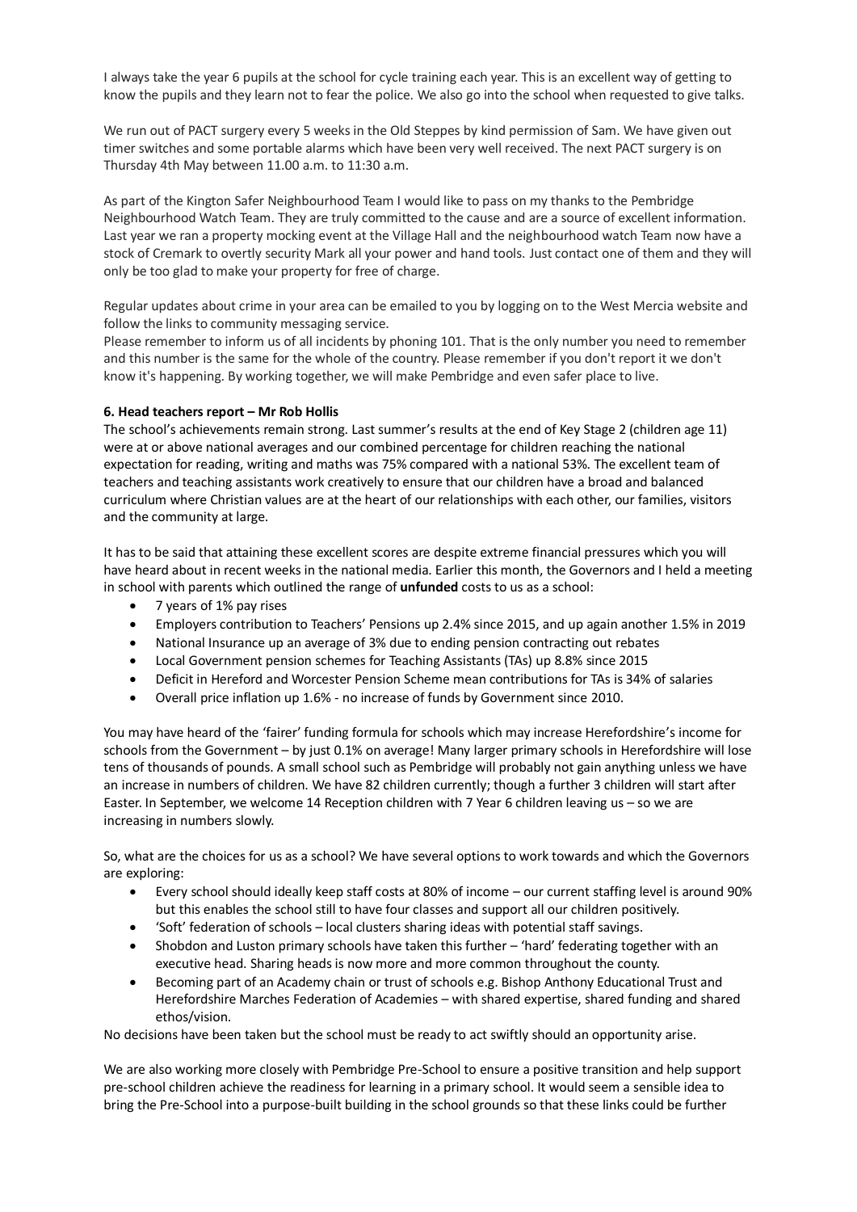I always take the year 6 pupils at the school for cycle training each year. This is an excellent way of getting to know the pupils and they learn not to fear the police. We also go into the school when requested to give talks.

We run out of PACT surgery every 5 weeks in the Old Steppes by kind permission of Sam. We have given out timer switches and some portable alarms which have been very well received. The next PACT surgery is on Thursday 4th May between 11.00 a.m. to 11:30 a.m.

As part of the Kington Safer Neighbourhood Team I would like to pass on my thanks to the Pembridge Neighbourhood Watch Team. They are truly committed to the cause and are a source of excellent information. Last year we ran a property mocking event at the Village Hall and the neighbourhood watch Team now have a stock of Cremark to overtly security Mark all your power and hand tools. Just contact one of them and they will only be too glad to make your property for free of charge.

Regular updates about crime in your area can be emailed to you by logging on to the West Mercia website and follow the links to community messaging service.

Please remember to inform us of all incidents by phoning 101. That is the only number you need to remember and this number is the same for the whole of the country. Please remember if you don't report it we don't know it's happening. By working together, we will make Pembridge and even safer place to live.

**6. Head teachers report – Mr Rob Hollis**

The school's achievements remain strong. Last summer's results at the end of Key Stage 2 (children age 11) were at or above national averages and our combined percentage for children reaching the national expectation for reading, writing and maths was 75% compared with a national 53%. The excellent team of teachers and teaching assistants work creatively to ensure that our children have a broad and balanced curriculum where Christian values are at the heart of our relationships with each other, our families, visitors and the community at large.

It has to be said that attaining these excellent scores are despite extreme financial pressures which you will have heard about in recent weeks in the national media. Earlier this month, the Governors and I held a meeting in school with parents which outlined the range of **unfunded** costs to us as a school:

- 7 years of 1% pay rises
- Employers contribution to Teachers' Pensions up 2.4% since 2015, and up again another 1.5% in 2019
- National Insurance up an average of 3% due to ending pension contracting out rebates
- Local Government pension schemes for Teaching Assistants (TAs) up 8.8% since 2015
- Deficit in Hereford and Worcester Pension Scheme mean contributions for TAs is 34% of salaries
- Overall price inflation up 1.6% - no increase of funds by Government since 2010.

You may have heard of the 'fairer' funding formula for schools which may increase Herefordshire's income for schools from the Government – by just 0.1% on average! Many larger primary schools in Herefordshire will lose tens of thousands of pounds. A small school such as Pembridge will probably not gain anything unless we have an increase in numbers of children. We have 82 children currently; though a further 3 children will start after Easter. In September, we welcome 14 Reception children with 7 Year 6 children leaving us – so we are increasing in numbers slowly.

So, what are the choices for us as a school? We have several options to work towards and which the Governors are exploring:

- Every school should ideally keep staff costs at 80% of income – our current staffing level is around 90% but this enables the school still to have four classes and support all our children positively.
- 'Soft' federation of schools – local clusters sharing ideas with potential staff savings.
- Shobdon and Luston primary schools have taken this further – 'hard' federating together with an executive head. Sharing heads is now more and more common throughout the county.
- Becoming part of an Academy chain or trust of schools e.g. Bishop Anthony Educational Trust and Herefordshire Marches Federation of Academies – with shared expertise, shared funding and shared ethos/vision.

No decisions have been taken but the school must be ready to act swiftly should an opportunity arise.

We are also working more closely with Pembridge Pre-School to ensure a positive transition and help support pre-school children achieve the readiness for learning in a primary school. It would seem a sensible idea to bring the Pre-School into a purpose-built building in the school grounds so that these links could be further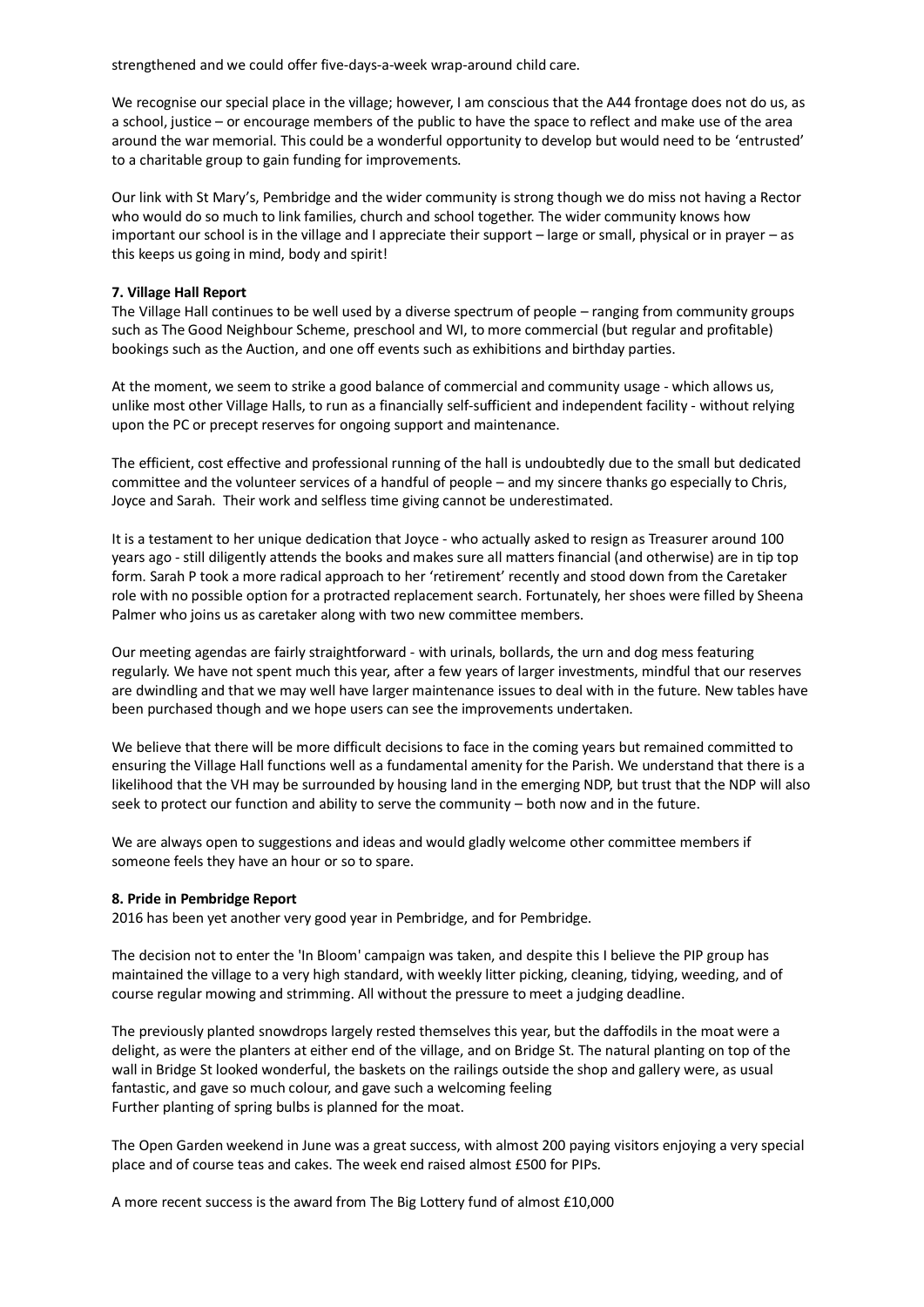strengthened and we could offer five-days-a-week wrap-around child care.

We recognise our special place in the village; however, I am conscious that the A44 frontage does not do us, as a school, justice – or encourage members of the public to have the space to reflect and make use of the area around the war memorial. This could be a wonderful opportunity to develop but would need to be 'entrusted' to a charitable group to gain funding for improvements.

Our link with St Mary's, Pembridge and the wider community is strong though we do miss not having a Rector who would do so much to link families, church and school together. The wider community knows how important our school is in the village and I appreciate their support – large or small, physical or in prayer – as this keeps us going in mind, body and spirit!

**7. Village Hall Report**

The Village Hall continues to be well used by a diverse spectrum of people – ranging from community groups such as The Good Neighbour Scheme, preschool and WI, to more commercial (but regular and profitable) bookings such as the Auction, and one off events such as exhibitions and birthday parties.

At the moment, we seem to strike a good balance of commercial and community usage - which allows us, unlike most other Village Halls, to run as a financially self-sufficient and independent facility - without relying upon the PC or precept reserves for ongoing support and maintenance.

The efficient, cost effective and professional running of the hall is undoubtedly due to the small but dedicated committee and the volunteer services of a handful of people – and my sincere thanks go especially to Chris, Joyce and Sarah. Their work and selfless time giving cannot be underestimated.

It is a testament to her unique dedication that Joyce - who actually asked to resign as Treasurer around 100 years ago - still diligently attends the books and makes sure all matters financial (and otherwise) are in tip top form. Sarah P took a more radical approach to her 'retirement' recently and stood down from the Caretaker role with no possible option for a protracted replacement search. Fortunately, her shoes were filled by Sheena Palmer who joins us as caretaker along with two new committee members.

Our meeting agendas are fairly straightforward - with urinals, bollards, the urn and dog mess featuring regularly. We have not spent much this year, after a few years of larger investments, mindful that our reserves are dwindling and that we may well have larger maintenance issues to deal with in the future. New tables have been purchased though and we hope users can see the improvements undertaken.

We believe that there will be more difficult decisions to face in the coming years but remained committed to ensuring the Village Hall functions well as a fundamental amenity for the Parish. We understand that there is a likelihood that the VH may be surrounded by housing land in the emerging NDP, but trust that the NDP will also seek to protect our function and ability to serve the community – both now and in the future.

We are always open to suggestions and ideas and would gladly welcome other committee members if someone feels they have an hour or so to spare.

**8. Pride in Pembridge Report**

2016 has been yet another very good year in Pembridge, and for Pembridge.

The decision not to enter the 'In Bloom' campaign was taken, and despite this I believe the PIP group has maintained the village to a very high standard, with weekly litter picking, cleaning, tidying, weeding, and of course regular mowing and strimming. All without the pressure to meet a judging deadline.

The previously planted snowdrops largely rested themselves this year, but the daffodils in the moat were a delight, as were the planters at either end of the village, and on Bridge St. The natural planting on top of the wall in Bridge St looked wonderful, the baskets on the railings outside the shop and gallery were, as usual fantastic, and gave so much colour, and gave such a welcoming feeling
Further planting of spring bulbs is planned for the moat.

The Open Garden weekend in June was a great success, with almost 200 paying visitors enjoying a very special place and of course teas and cakes. The week end raised almost £500 for PIPs.

A more recent success is the award from The Big Lottery fund of almost £10,000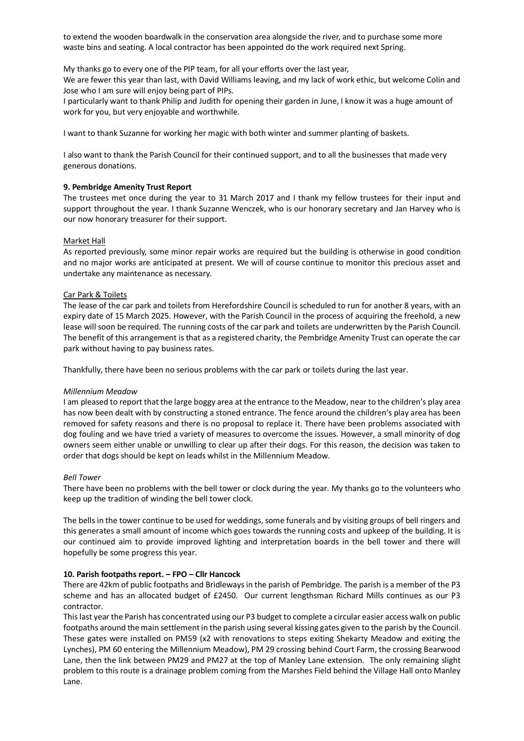to extend the wooden boardwalk in the conservation area alongside the river, and to purchase some more waste bins and seating. A local contractor has been appointed do the work required next Spring.

My thanks go to every one of the PIP team, for all your efforts over the last year,
We are fewer this year than last, with David Williams leaving, and my lack of work ethic, but welcome Colin and Jose who I am sure will enjoy being part of PIPs.
I particularly want to thank Philip and Judith for opening their garden in June, I know it was a huge amount of work for you, but very enjoyable and worthwhile.

I want to thank Suzanne for working her magic with both winter and summer planting of baskets.

I also want to thank the Parish Council for their continued support, and to all the businesses that made very generous donations.

**9. Pembridge Amenity Trust Report**

The trustees met once during the year to 31 March 2017 and I thank my fellow trustees for their input and support throughout the year. I thank Suzanne Wenczek, who is our honorary secretary and Jan Harvey who is our now honorary treasurer for their support.

Market Hall

As reported previously, some minor repair works are required but the building is otherwise in good condition and no major works are anticipated at present. We will of course continue to monitor this precious asset and undertake any maintenance as necessary.

Car Park & Toilets

The lease of the car park and toilets from Herefordshire Council is scheduled to run for another 8 years, with an expiry date of 15 March 2025. However, with the Parish Council in the process of acquiring the freehold, a new lease will soon be required. The running costs of the car park and toilets are underwritten by the Parish Council. The benefit of this arrangement is that as a registered charity, the Pembridge Amenity Trust can operate the car park without having to pay business rates.

Thankfully, there have been no serious problems with the car park or toilets during the last year.

*Millennium Meadow*

I am pleased to report that the large boggy area at the entrance to the Meadow, near to the children's play area has now been dealt with by constructing a stoned entrance. The fence around the children's play area has been removed for safety reasons and there is no proposal to replace it. There have been problems associated with dog fouling and we have tried a variety of measures to overcome the issues. However, a small minority of dog owners seem either unable or unwilling to clear up after their dogs. For this reason, the decision was taken to order that dogs should be kept on leads whilst in the Millennium Meadow.

*Bell Tower*

There have been no problems with the bell tower or clock during the year. My thanks go to the volunteers who keep up the tradition of winding the bell tower clock.

The bells in the tower continue to be used for weddings, some funerals and by visiting groups of bell ringers and this generates a small amount of income which goes towards the running costs and upkeep of the building. It is our continued aim to provide improved lighting and interpretation boards in the bell tower and there will hopefully be some progress this year.

**10. Parish footpaths report. – FPO – Cllr Hancock**

There are 42km of public footpaths and Bridleways in the parish of Pembridge. The parish is a member of the P3 scheme and has an allocated budget of £2450. Our current lengthsman Richard Mills continues as our P3 contractor.

This last year the Parish has concentrated using our P3 budget to complete a circular easier access walk on public footpaths around the main settlement in the parish using several kissing gates given to the parish by the Council. These gates were installed on PM59 (x2 with renovations to steps exiting Shekarty Meadow and exiting the Lynches), PM 60 entering the Millennium Meadow), PM 29 crossing behind Court Farm, the crossing Bearwood Lane, then the link between PM29 and PM27 at the top of Manley Lane extension. The only remaining slight problem to this route is a drainage problem coming from the Marshes Field behind the Village Hall onto Manley Lane.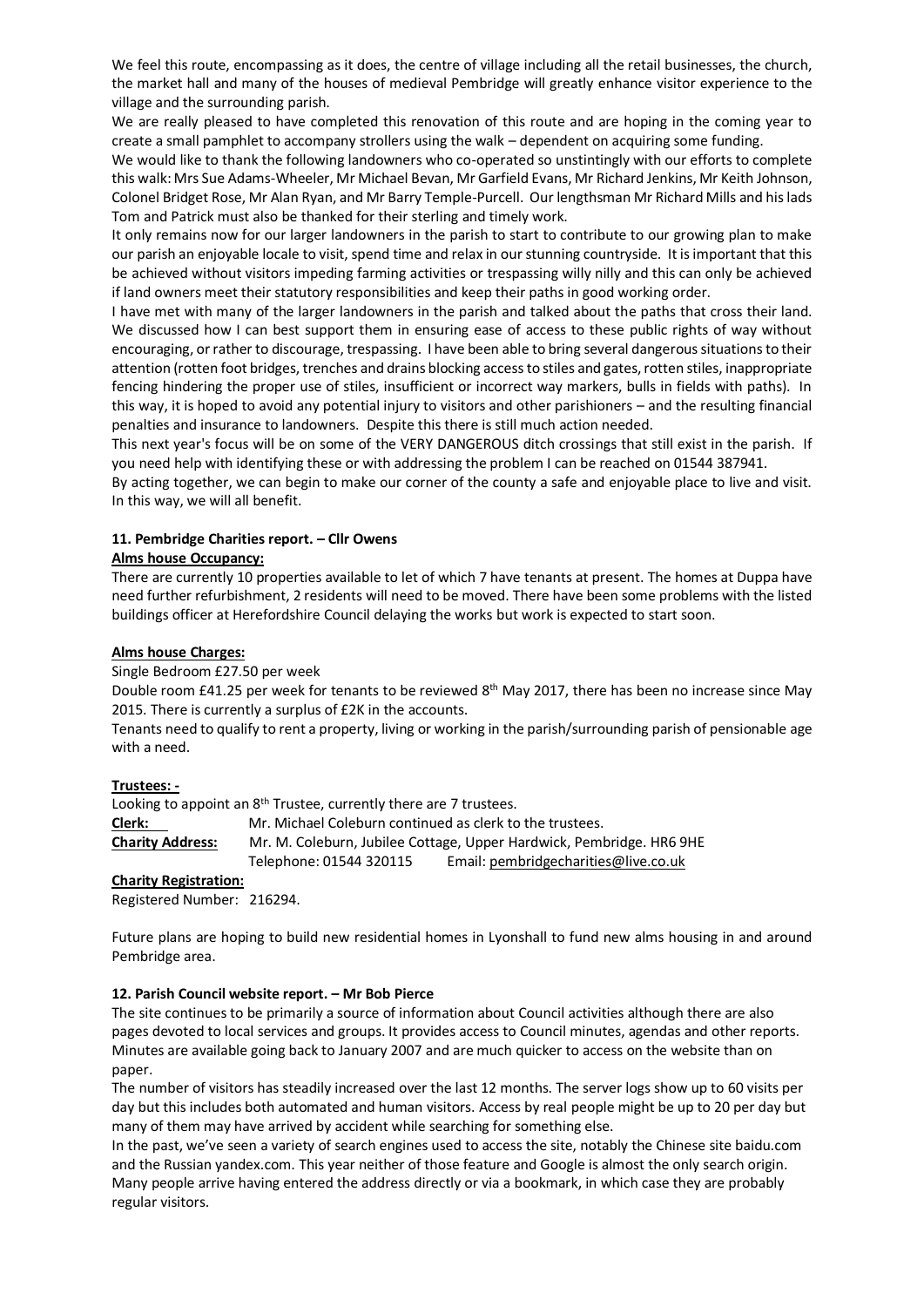We feel this route, encompassing as it does, the centre of village including all the retail businesses, the church, the market hall and many of the houses of medieval Pembridge will greatly enhance visitor experience to the village and the surrounding parish.

We are really pleased to have completed this renovation of this route and are hoping in the coming year to create a small pamphlet to accompany strollers using the walk – dependent on acquiring some funding.

We would like to thank the following landowners who co-operated so unstintingly with our efforts to complete this walk: Mrs Sue Adams-Wheeler, Mr Michael Bevan, Mr Garfield Evans, Mr Richard Jenkins, Mr Keith Johnson, Colonel Bridget Rose, Mr Alan Ryan, and Mr Barry Temple-Purcell. Our lengthsman Mr Richard Mills and his lads Tom and Patrick must also be thanked for their sterling and timely work.

It only remains now for our larger landowners in the parish to start to contribute to our growing plan to make our parish an enjoyable locale to visit, spend time and relax in our stunning countryside. It is important that this be achieved without visitors impeding farming activities or trespassing willy nilly and this can only be achieved if land owners meet their statutory responsibilities and keep their paths in good working order.

I have met with many of the larger landowners in the parish and talked about the paths that cross their land. We discussed how I can best support them in ensuring ease of access to these public rights of way without encouraging, or rather to discourage, trespassing. I have been able to bring several dangerous situations to their attention (rotten foot bridges, trenches and drains blocking access to stiles and gates, rotten stiles, inappropriate fencing hindering the proper use of stiles, insufficient or incorrect way markers, bulls in fields with paths). In this way, it is hoped to avoid any potential injury to visitors and other parishioners – and the resulting financial penalties and insurance to landowners. Despite this there is still much action needed.

This next year's focus will be on some of the VERY DANGEROUS ditch crossings that still exist in the parish. If you need help with identifying these or with addressing the problem I can be reached on 01544 387941.

By acting together, we can begin to make our corner of the county a safe and enjoyable place to live and visit. In this way, we will all benefit.

**11. Pembridge Charities report. – Cllr Owens**

**Alms house Occupancy:**

There are currently 10 properties available to let of which 7 have tenants at present. The homes at Duppa have need further refurbishment, 2 residents will need to be moved. There have been some problems with the listed buildings officer at Herefordshire Council delaying the works but work is expected to start soon.

**Alms house Charges:**

Single Bedroom £27.50 per week

Double room £41.25 per week for tenants to be reviewed 8th May 2017, there has been no increase since May 2015. There is currently a surplus of £2K in the accounts.

Tenants need to qualify to rent a property, living or working in the parish/surrounding parish of pensionable age with a need.

**Trustees: -**

Looking to appoint an 8th Trustee, currently there are 7 trustees.

**Clerk:** Mr. Michael Coleburn continued as clerk to the trustees.

**Charity Address:** Mr. M. Coleburn, Jubilee Cottage, Upper Hardwick, Pembridge. HR6 9HE
Telephone: 01544 320115 Email: pembridgecharities@live.co.uk

**Charity Registration:**

Registered Number: 216294.

Future plans are hoping to build new residential homes in Lyonshall to fund new alms housing in and around Pembridge area.

**12. Parish Council website report. – Mr Bob Pierce**

The site continues to be primarily a source of information about Council activities although there are also pages devoted to local services and groups. It provides access to Council minutes, agendas and other reports. Minutes are available going back to January 2007 and are much quicker to access on the website than on paper.

The number of visitors has steadily increased over the last 12 months. The server logs show up to 60 visits per day but this includes both automated and human visitors. Access by real people might be up to 20 per day but many of them may have arrived by accident while searching for something else.

In the past, we've seen a variety of search engines used to access the site, notably the Chinese site baidu.com and the Russian yandex.com. This year neither of those feature and Google is almost the only search origin. Many people arrive having entered the address directly or via a bookmark, in which case they are probably regular visitors.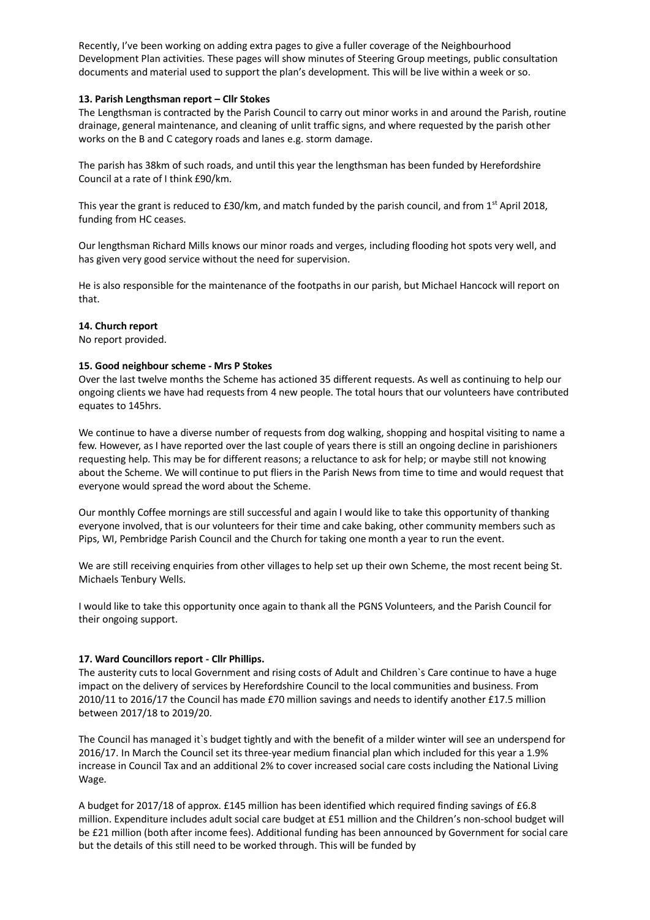Recently, I've been working on adding extra pages to give a fuller coverage of the Neighbourhood Development Plan activities. These pages will show minutes of Steering Group meetings, public consultation documents and material used to support the plan's development. This will be live within a week or so.

**13. Parish Lengthsman report – Cllr Stokes**

The Lengthsman is contracted by the Parish Council to carry out minor works in and around the Parish, routine drainage, general maintenance, and cleaning of unlit traffic signs, and where requested by the parish other works on the B and C category roads and lanes e.g. storm damage.

The parish has 38km of such roads, and until this year the lengthsman has been funded by Herefordshire Council at a rate of I think £90/km.

This year the grant is reduced to £30/km, and match funded by the parish council, and from 1st April 2018, funding from HC ceases.

Our lengthsman Richard Mills knows our minor roads and verges, including flooding hot spots very well, and has given very good service without the need for supervision.

He is also responsible for the maintenance of the footpaths in our parish, but Michael Hancock will report on that.

**14. Church report**

No report provided.

**15. Good neighbour scheme - Mrs P Stokes**

Over the last twelve months the Scheme has actioned 35 different requests. As well as continuing to help our ongoing clients we have had requests from 4 new people. The total hours that our volunteers have contributed equates to 145hrs.

We continue to have a diverse number of requests from dog walking, shopping and hospital visiting to name a few. However, as I have reported over the last couple of years there is still an ongoing decline in parishioners requesting help. This may be for different reasons; a reluctance to ask for help; or maybe still not knowing about the Scheme. We will continue to put fliers in the Parish News from time to time and would request that everyone would spread the word about the Scheme.

Our monthly Coffee mornings are still successful and again I would like to take this opportunity of thanking everyone involved, that is our volunteers for their time and cake baking, other community members such as Pips, WI, Pembridge Parish Council and the Church for taking one month a year to run the event.

We are still receiving enquiries from other villages to help set up their own Scheme, the most recent being St. Michaels Tenbury Wells.

I would like to take this opportunity once again to thank all the PGNS Volunteers, and the Parish Council for their ongoing support.

**17. Ward Councillors report - Cllr Phillips.**

The austerity cuts to local Government and rising costs of Adult and Children`s Care continue to have a huge impact on the delivery of services by Herefordshire Council to the local communities and business. From 2010/11 to 2016/17 the Council has made £70 million savings and needs to identify another £17.5 million between 2017/18 to 2019/20.

The Council has managed it`s budget tightly and with the benefit of a milder winter will see an underspend for 2016/17. In March the Council set its three-year medium financial plan which included for this year a 1.9% increase in Council Tax and an additional 2% to cover increased social care costs including the National Living Wage.

A budget for 2017/18 of approx. £145 million has been identified which required finding savings of £6.8 million. Expenditure includes adult social care budget at £51 million and the Children's non-school budget will be £21 million (both after income fees). Additional funding has been announced by Government for social care but the details of this still need to be worked through. This will be funded by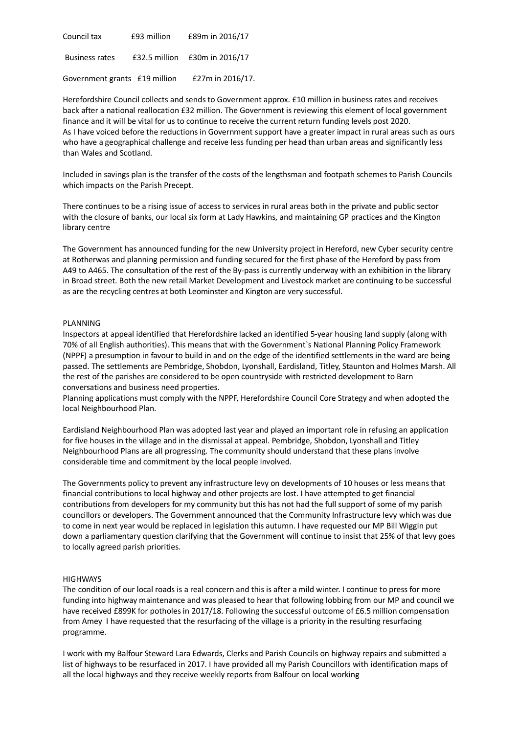| | | |
|---|---|---|
| Council tax | £93 million | £89m in 2016/17 |
| Business rates | £32.5 million | £30m in 2016/17 |
| Government grants | £19 million | £27m in 2016/17. |

Herefordshire Council collects and sends to Government approx. £10 million in business rates and receives back after a national reallocation £32 million. The Government is reviewing this element of local government finance and it will be vital for us to continue to receive the current return funding levels post 2020.
As I have voiced before the reductions in Government support have a greater impact in rural areas such as ours who have a geographical challenge and receive less funding per head than urban areas and significantly less than Wales and Scotland.

Included in savings plan is the transfer of the costs of the lengthsman and footpath schemes to Parish Councils which impacts on the Parish Precept.

There continues to be a rising issue of access to services in rural areas both in the private and public sector with the closure of banks, our local six form at Lady Hawkins, and maintaining GP practices and the Kington library centre

The Government has announced funding for the new University project in Hereford, new Cyber security centre at Rotherwas and planning permission and funding secured for the first phase of the Hereford by pass from A49 to A465. The consultation of the rest of the By-pass is currently underway with an exhibition in the library in Broad street. Both the new retail Market Development and Livestock market are continuing to be successful as are the recycling centres at both Leominster and Kington are very successful.

## PLANNING

Inspectors at appeal identified that Herefordshire lacked an identified 5-year housing land supply (along with 70% of all English authorities). This means that with the Government`s National Planning Policy Framework (NPPF) a presumption in favour to build in and on the edge of the identified settlements in the ward are being passed. The settlements are Pembridge, Shobdon, Lyonshall, Eardisland, Titley, Staunton and Holmes Marsh. All the rest of the parishes are considered to be open countryside with restricted development to Barn conversations and business need properties.
Planning applications must comply with the NPPF, Herefordshire Council Core Strategy and when adopted the local Neighbourhood Plan.

Eardisland Neighbourhood Plan was adopted last year and played an important role in refusing an application for five houses in the village and in the dismissal at appeal. Pembridge, Shobdon, Lyonshall and Titley Neighbourhood Plans are all progressing. The community should understand that these plans involve considerable time and commitment by the local people involved.

The Governments policy to prevent any infrastructure levy on developments of 10 houses or less means that financial contributions to local highway and other projects are lost. I have attempted to get financial contributions from developers for my community but this has not had the full support of some of my parish councillors or developers. The Government announced that the Community Infrastructure levy which was due to come in next year would be replaced in legislation this autumn. I have requested our MP Bill Wiggin put down a parliamentary question clarifying that the Government will continue to insist that 25% of that levy goes to locally agreed parish priorities.

## HIGHWAYS

The condition of our local roads is a real concern and this is after a mild winter. I continue to press for more funding into highway maintenance and was pleased to hear that following lobbing from our MP and council we have received £899K for potholes in 2017/18. Following the successful outcome of £6.5 million compensation from Amey I have requested that the resurfacing of the village is a priority in the resulting resurfacing programme.

I work with my Balfour Steward Lara Edwards, Clerks and Parish Councils on highway repairs and submitted a list of highways to be resurfaced in 2017. I have provided all my Parish Councillors with identification maps of all the local highways and they receive weekly reports from Balfour on local working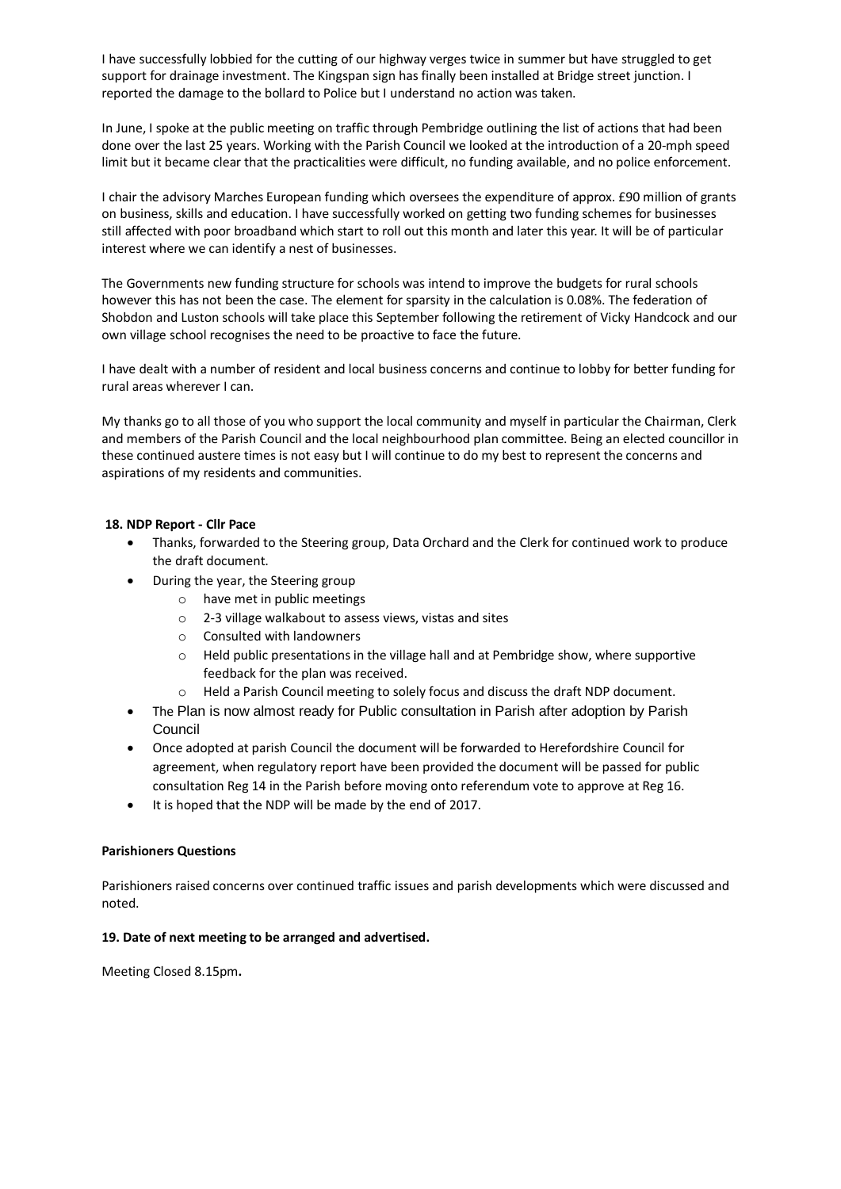I have successfully lobbied for the cutting of our highway verges twice in summer but have struggled to get support for drainage investment. The Kingspan sign has finally been installed at Bridge street junction. I reported the damage to the bollard to Police but I understand no action was taken.

In June, I spoke at the public meeting on traffic through Pembridge outlining the list of actions that had been done over the last 25 years. Working with the Parish Council we looked at the introduction of a 20-mph speed limit but it became clear that the practicalities were difficult, no funding available, and no police enforcement.

I chair the advisory Marches European funding which oversees the expenditure of approx. £90 million of grants on business, skills and education. I have successfully worked on getting two funding schemes for businesses still affected with poor broadband which start to roll out this month and later this year. It will be of particular interest where we can identify a nest of businesses.

The Governments new funding structure for schools was intend to improve the budgets for rural schools however this has not been the case. The element for sparsity in the calculation is 0.08%. The federation of Shobdon and Luston schools will take place this September following the retirement of Vicky Handcock and our own village school recognises the need to be proactive to face the future.

I have dealt with a number of resident and local business concerns and continue to lobby for better funding for rural areas wherever I can.

My thanks go to all those of you who support the local community and myself in particular the Chairman, Clerk and members of the Parish Council and the local neighbourhood plan committee. Being an elected councillor in these continued austere times is not easy but I will continue to do my best to represent the concerns and aspirations of my residents and communities.

**18. NDP Report - Cllr Pace**

- Thanks, forwarded to the Steering group, Data Orchard and the Clerk for continued work to produce the draft document.
- During the year, the Steering group
  - have met in public meetings
  - 2-3 village walkabout to assess views, vistas and sites
  - Consulted with landowners
  - Held public presentations in the village hall and at Pembridge show, where supportive feedback for the plan was received.
  - Held a Parish Council meeting to solely focus and discuss the draft NDP document.
- The Plan is now almost ready for Public consultation in Parish after adoption by Parish Council
- Once adopted at parish Council the document will be forwarded to Herefordshire Council for agreement, when regulatory report have been provided the document will be passed for public consultation Reg 14 in the Parish before moving onto referendum vote to approve at Reg 16.
- It is hoped that the NDP will be made by the end of 2017.

**Parishioners Questions**

Parishioners raised concerns over continued traffic issues and parish developments which were discussed and noted.

**19. Date of next meeting to be arranged and advertised.**

Meeting Closed 8.15pm**.**